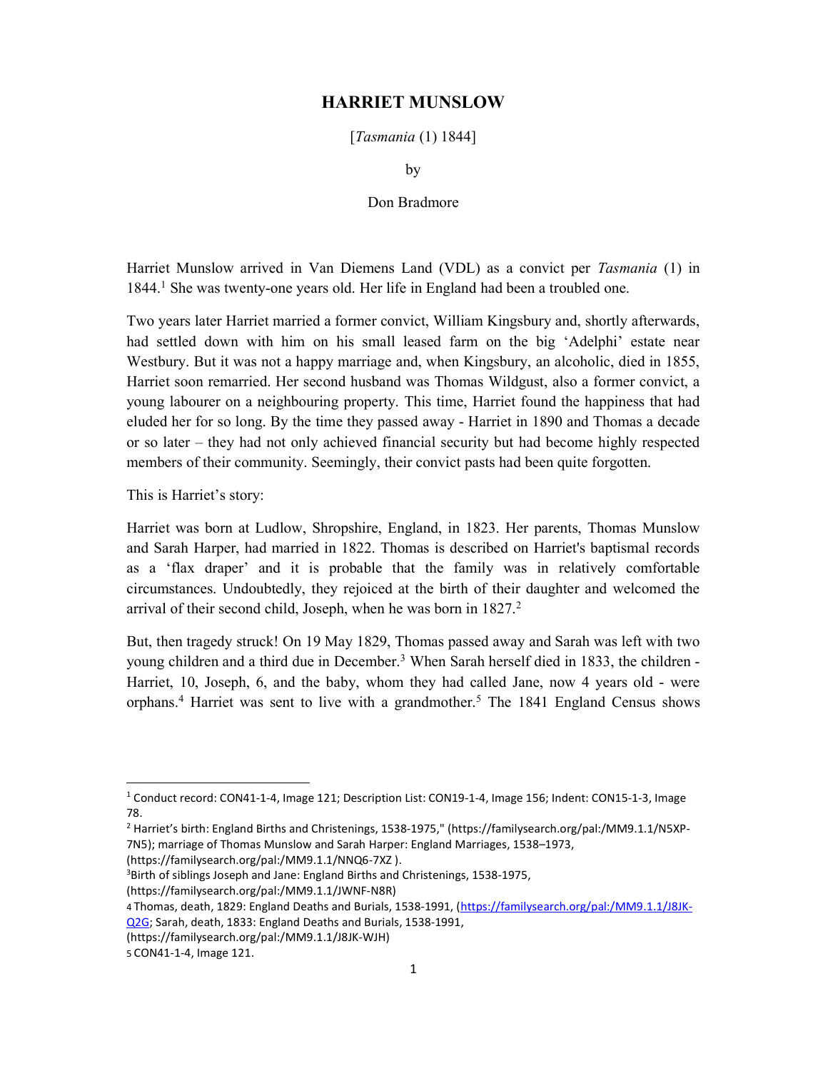# HARRIET MUNSLOW

[*Tasmania* (1) 1844]

by

Don Bradmore

Harriet Munslow arrived in Van Diemens Land (VDL) as a convict per *Tasmania* (1) in 1844.[1] She was twenty-one years old. Her life in England had been a troubled one.

Two years later Harriet married a former convict, William Kingsbury and, shortly afterwards, had settled down with him on his small leased farm on the big 'Adelphi' estate near Westbury. But it was not a happy marriage and, when Kingsbury, an alcoholic, died in 1855, Harriet soon remarried. Her second husband was Thomas Wildgust, also a former convict, a young labourer on a neighbouring property. This time, Harriet found the happiness that had eluded her for so long. By the time they passed away - Harriet in 1890 and Thomas a decade or so later – they had not only achieved financial security but had become highly respected members of their community. Seemingly, their convict pasts had been quite forgotten.

This is Harriet's story:

Harriet was born at Ludlow, Shropshire, England, in 1823. Her parents, Thomas Munslow and Sarah Harper, had married in 1822. Thomas is described on Harriet's baptismal records as a 'flax draper' and it is probable that the family was in relatively comfortable circumstances. Undoubtedly, they rejoiced at the birth of their daughter and welcomed the arrival of their second child, Joseph, when he was born in 1827.[2]

But, then tragedy struck! On 19 May 1829, Thomas passed away and Sarah was left with two young children and a third due in December.[3] When Sarah herself died in 1833, the children - Harriet, 10, Joseph, 6, and the baby, whom they had called Jane, now 4 years old - were orphans.[4] Harriet was sent to live with a grandmother.[5] The 1841 England Census shows

---

[1] Conduct record: CON41-1-4, Image 121; Description List: CON19-1-4, Image 156; Indent: CON15-1-3, Image 78.

[2] Harriet's birth: England Births and Christenings, 1538-1975," (https://familysearch.org/pal:/MM9.1.1/N5XP-7N5); marriage of Thomas Munslow and Sarah Harper: England Marriages, 1538–1973, (https://familysearch.org/pal:/MM9.1.1/NNQ6-7XZ ).

[3] Birth of siblings Joseph and Jane: England Births and Christenings, 1538-1975, (https://familysearch.org/pal:/MM9.1.1/JWNF-N8R)

[4] Thomas, death, 1829: England Deaths and Burials, 1538-1991, (https://familysearch.org/pal:/MM9.1.1/J8JK-Q2G; Sarah, death, 1833: England Deaths and Burials, 1538-1991, (https://familysearch.org/pal:/MM9.1.1/J8JK-WJH)

[5] CON41-1-4, Image 121.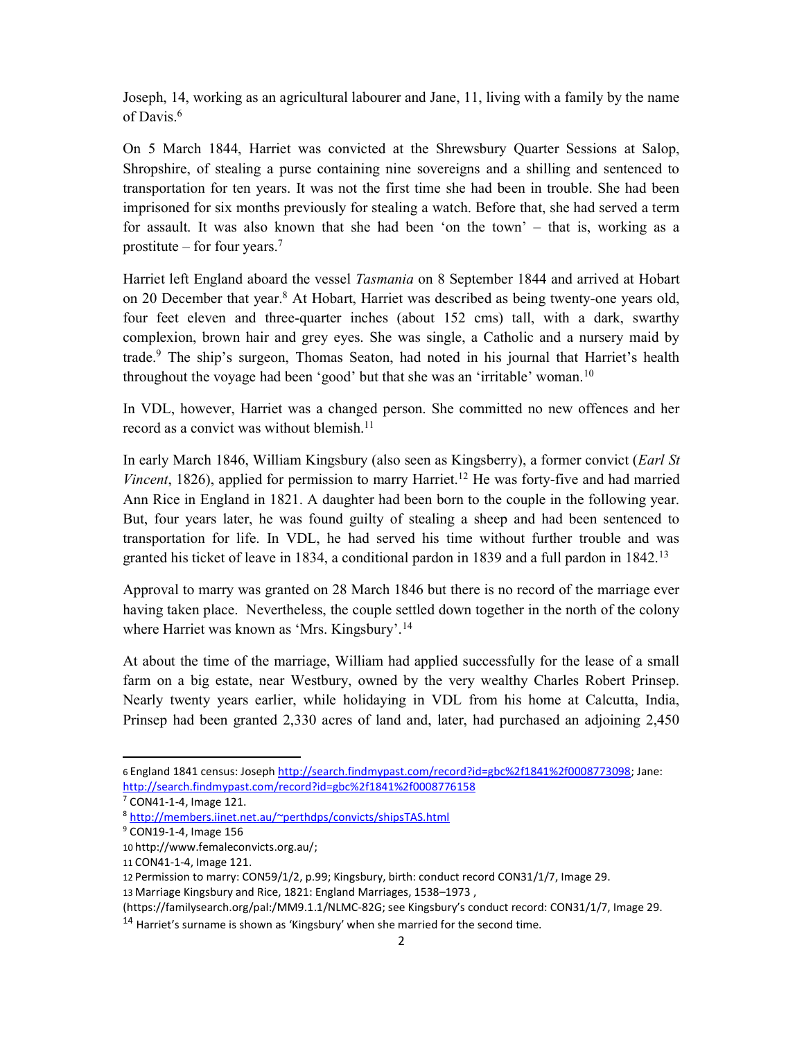Joseph, 14, working as an agricultural labourer and Jane, 11, living with a family by the name of Davis.[6]

On 5 March 1844, Harriet was convicted at the Shrewsbury Quarter Sessions at Salop, Shropshire, of stealing a purse containing nine sovereigns and a shilling and sentenced to transportation for ten years. It was not the first time she had been in trouble. She had been imprisoned for six months previously for stealing a watch. Before that, she had served a term for assault. It was also known that she had been 'on the town' – that is, working as a prostitute – for four years.[7]

Harriet left England aboard the vessel *Tasmania* on 8 September 1844 and arrived at Hobart on 20 December that year.[8] At Hobart, Harriet was described as being twenty-one years old, four feet eleven and three-quarter inches (about 152 cms) tall, with a dark, swarthy complexion, brown hair and grey eyes. She was single, a Catholic and a nursery maid by trade.[9] The ship's surgeon, Thomas Seaton, had noted in his journal that Harriet's health throughout the voyage had been 'good' but that she was an 'irritable' woman.[10]

In VDL, however, Harriet was a changed person. She committed no new offences and her record as a convict was without blemish.[11]

In early March 1846, William Kingsbury (also seen as Kingsberry), a former convict (*Earl St Vincent*, 1826), applied for permission to marry Harriet.[12] He was forty-five and had married Ann Rice in England in 1821. A daughter had been born to the couple in the following year. But, four years later, he was found guilty of stealing a sheep and had been sentenced to transportation for life. In VDL, he had served his time without further trouble and was granted his ticket of leave in 1834, a conditional pardon in 1839 and a full pardon in 1842.[13]

Approval to marry was granted on 28 March 1846 but there is no record of the marriage ever having taken place. Nevertheless, the couple settled down together in the north of the colony where Harriet was known as 'Mrs. Kingsbury'.[14]

At about the time of the marriage, William had applied successfully for the lease of a small farm on a big estate, near Westbury, owned by the very wealthy Charles Robert Prinsep. Nearly twenty years earlier, while holidaying in VDL from his home at Calcutta, India, Prinsep had been granted 2,330 acres of land and, later, had purchased an adjoining 2,450

---

6 England 1841 census: Joseph http://search.findmypast.com/record?id=gbc%2f1841%2f0008773098; Jane: http://search.findmypast.com/record?id=gbc%2f1841%2f0008776158

7 CON41-1-4, Image 121.

8 http://members.iinet.net.au/~perthdps/convicts/shipsTAS.html

9 CON19-1-4, Image 156

10 http://www.femaleconvicts.org.au/;

11 CON41-1-4, Image 121.

12 Permission to marry: CON59/1/2, p.99; Kingsbury, birth: conduct record CON31/1/7, Image 29.

13 Marriage Kingsbury and Rice, 1821: England Marriages, 1538–1973 , (https://familysearch.org/pal:/MM9.1.1/NLMC-82G; see Kingsbury's conduct record: CON31/1/7, Image 29.

14 Harriet's surname is shown as 'Kingsbury' when she married for the second time.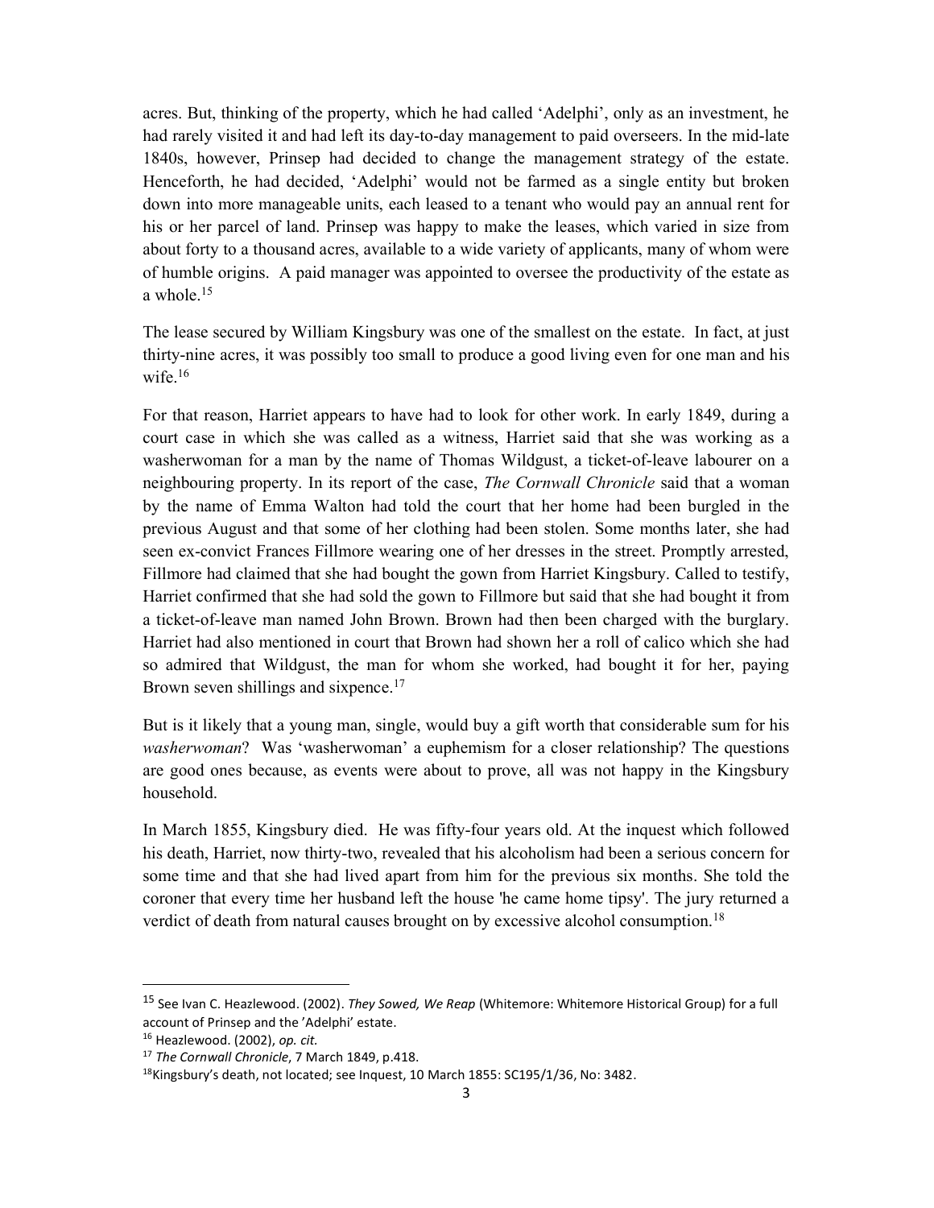acres. But, thinking of the property, which he had called 'Adelphi', only as an investment, he had rarely visited it and had left its day-to-day management to paid overseers. In the mid-late 1840s, however, Prinsep had decided to change the management strategy of the estate. Henceforth, he had decided, 'Adelphi' would not be farmed as a single entity but broken down into more manageable units, each leased to a tenant who would pay an annual rent for his or her parcel of land. Prinsep was happy to make the leases, which varied in size from about forty to a thousand acres, available to a wide variety of applicants, many of whom were of humble origins. A paid manager was appointed to oversee the productivity of the estate as a whole.[15]

The lease secured by William Kingsbury was one of the smallest on the estate. In fact, at just thirty-nine acres, it was possibly too small to produce a good living even for one man and his wife.[16]

For that reason, Harriet appears to have had to look for other work. In early 1849, during a court case in which she was called as a witness, Harriet said that she was working as a washerwoman for a man by the name of Thomas Wildgust, a ticket-of-leave labourer on a neighbouring property. In its report of the case, *The Cornwall Chronicle* said that a woman by the name of Emma Walton had told the court that her home had been burgled in the previous August and that some of her clothing had been stolen. Some months later, she had seen ex-convict Frances Fillmore wearing one of her dresses in the street. Promptly arrested, Fillmore had claimed that she had bought the gown from Harriet Kingsbury. Called to testify, Harriet confirmed that she had sold the gown to Fillmore but said that she had bought it from a ticket-of-leave man named John Brown. Brown had then been charged with the burglary. Harriet had also mentioned in court that Brown had shown her a roll of calico which she had so admired that Wildgust, the man for whom she worked, had bought it for her, paying Brown seven shillings and sixpence.[17]

But is it likely that a young man, single, would buy a gift worth that considerable sum for his *washerwoman*? Was 'washerwoman' a euphemism for a closer relationship? The questions are good ones because, as events were about to prove, all was not happy in the Kingsbury household.

In March 1855, Kingsbury died. He was fifty-four years old. At the inquest which followed his death, Harriet, now thirty-two, revealed that his alcoholism had been a serious concern for some time and that she had lived apart from him for the previous six months. She told the coroner that every time her husband left the house 'he came home tipsy'. The jury returned a verdict of death from natural causes brought on by excessive alcohol consumption.[18]

---

[15] See Ivan C. Heazlewood. (2002). *They Sowed, We Reap* (Whitemore: Whitemore Historical Group) for a full account of Prinsep and the 'Adelphi' estate.

[16] Heazlewood. (2002), *op. cit.*

[17] *The Cornwall Chronicle*, 7 March 1849, p.418.

[18] Kingsbury's death, not located; see Inquest, 10 March 1855: SC195/1/36, No: 3482.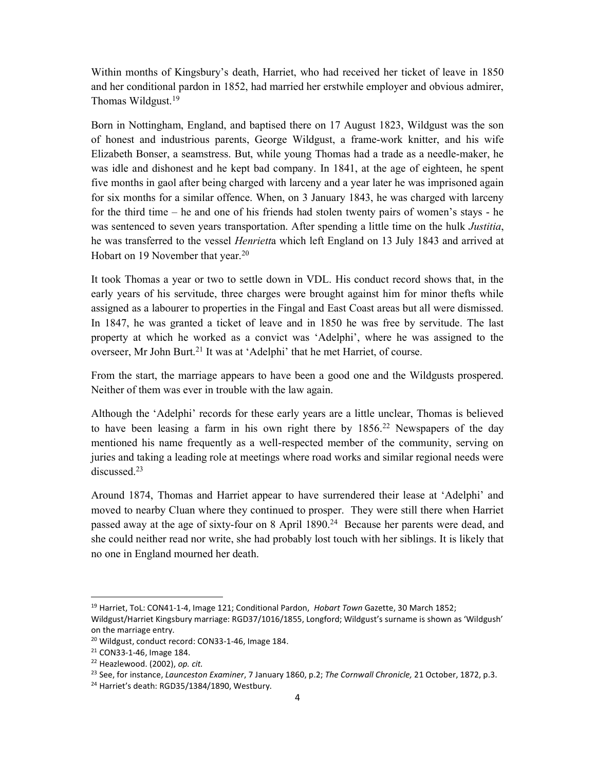Within months of Kingsbury's death, Harriet, who had received her ticket of leave in 1850 and her conditional pardon in 1852, had married her erstwhile employer and obvious admirer, Thomas Wildgust.[19]

Born in Nottingham, England, and baptised there on 17 August 1823, Wildgust was the son of honest and industrious parents, George Wildgust, a frame-work knitter, and his wife Elizabeth Bonser, a seamstress. But, while young Thomas had a trade as a needle-maker, he was idle and dishonest and he kept bad company. In 1841, at the age of eighteen, he spent five months in gaol after being charged with larceny and a year later he was imprisoned again for six months for a similar offence. When, on 3 January 1843, he was charged with larceny for the third time – he and one of his friends had stolen twenty pairs of women's stays - he was sentenced to seven years transportation. After spending a little time on the hulk *Justitia*, he was transferred to the vessel *Henriett*a which left England on 13 July 1843 and arrived at Hobart on 19 November that year.[20]

It took Thomas a year or two to settle down in VDL. His conduct record shows that, in the early years of his servitude, three charges were brought against him for minor thefts while assigned as a labourer to properties in the Fingal and East Coast areas but all were dismissed. In 1847, he was granted a ticket of leave and in 1850 he was free by servitude. The last property at which he worked as a convict was 'Adelphi', where he was assigned to the overseer, Mr John Burt.[21] It was at 'Adelphi' that he met Harriet, of course.

From the start, the marriage appears to have been a good one and the Wildgusts prospered. Neither of them was ever in trouble with the law again.

Although the 'Adelphi' records for these early years are a little unclear, Thomas is believed to have been leasing a farm in his own right there by 1856.[22] Newspapers of the day mentioned his name frequently as a well-respected member of the community, serving on juries and taking a leading role at meetings where road works and similar regional needs were discussed.[23]

Around 1874, Thomas and Harriet appear to have surrendered their lease at 'Adelphi' and moved to nearby Cluan where they continued to prosper. They were still there when Harriet passed away at the age of sixty-four on 8 April 1890.[24] Because her parents were dead, and she could neither read nor write, she had probably lost touch with her siblings. It is likely that no one in England mourned her death.

---

[19] Harriet, ToL: CON41-1-4, Image 121; Conditional Pardon, *Hobart Town* Gazette, 30 March 1852; Wildgust/Harriet Kingsbury marriage: RGD37/1016/1855, Longford; Wildgust's surname is shown as 'Wildgush' on the marriage entry.

[20] Wildgust, conduct record: CON33-1-46, Image 184.

[21] CON33-1-46, Image 184.

[22] Heazlewood. (2002), *op. cit.*

[23] See, for instance, *Launceston Examiner*, 7 January 1860, p.2; *The Cornwall Chronicle,* 21 October, 1872, p.3.

[24] Harriet's death: RGD35/1384/1890, Westbury.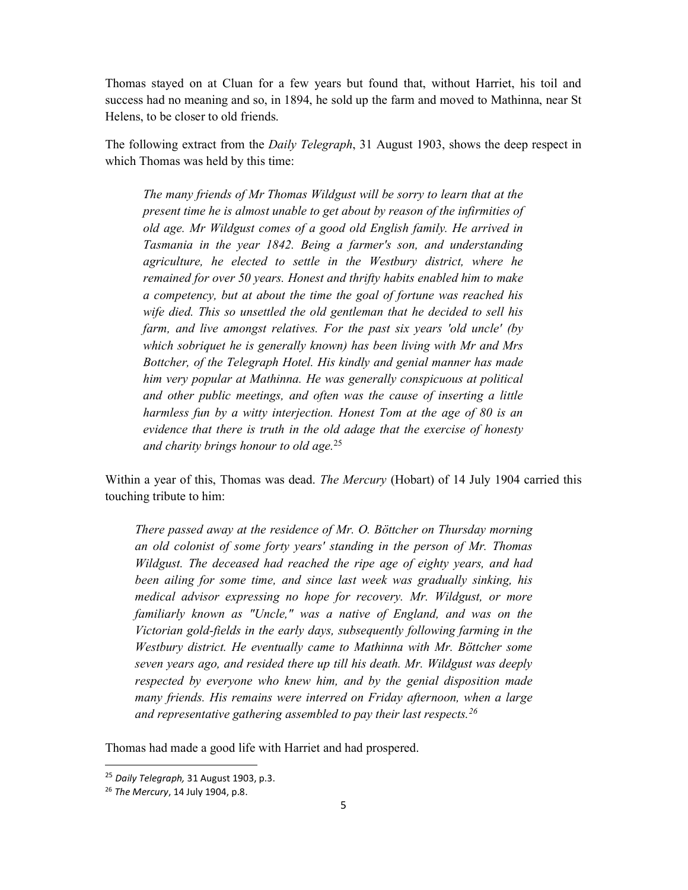Thomas stayed on at Cluan for a few years but found that, without Harriet, his toil and success had no meaning and so, in 1894, he sold up the farm and moved to Mathinna, near St Helens, to be closer to old friends.

The following extract from the *Daily Telegraph*, 31 August 1903, shows the deep respect in which Thomas was held by this time:

> *The many friends of Mr Thomas Wildgust will be sorry to learn that at the present time he is almost unable to get about by reason of the infirmities of old age. Mr Wildgust comes of a good old English family. He arrived in Tasmania in the year 1842. Being a farmer's son, and understanding agriculture, he elected to settle in the Westbury district, where he remained for over 50 years. Honest and thrifty habits enabled him to make a competency, but at about the time the goal of fortune was reached his wife died. This so unsettled the old gentleman that he decided to sell his farm, and live amongst relatives. For the past six years 'old uncle' (by which sobriquet he is generally known) has been living with Mr and Mrs Bottcher, of the Telegraph Hotel. His kindly and genial manner has made him very popular at Mathinna. He was generally conspicuous at political and other public meetings, and often was the cause of inserting a little harmless fun by a witty interjection. Honest Tom at the age of 80 is an evidence that there is truth in the old adage that the exercise of honesty and charity brings honour to old age.*[25]

Within a year of this, Thomas was dead. *The Mercury* (Hobart) of 14 July 1904 carried this touching tribute to him:

> *There passed away at the residence of Mr. O. Böttcher on Thursday morning an old colonist of some forty years' standing in the person of Mr. Thomas Wildgust. The deceased had reached the ripe age of eighty years, and had been ailing for some time, and since last week was gradually sinking, his medical advisor expressing no hope for recovery. Mr. Wildgust, or more familiarly known as "Uncle," was a native of England, and was on the Victorian gold-fields in the early days, subsequently following farming in the Westbury district. He eventually came to Mathinna with Mr. Böttcher some seven years ago, and resided there up till his death. Mr. Wildgust was deeply respected by everyone who knew him, and by the genial disposition made many friends. His remains were interred on Friday afternoon, when a large and representative gathering assembled to pay their last respects.*[26]

Thomas had made a good life with Harriet and had prospered.

---

[25] *Daily Telegraph,* 31 August 1903, p.3.

[26] *The Mercury*, 14 July 1904, p.8.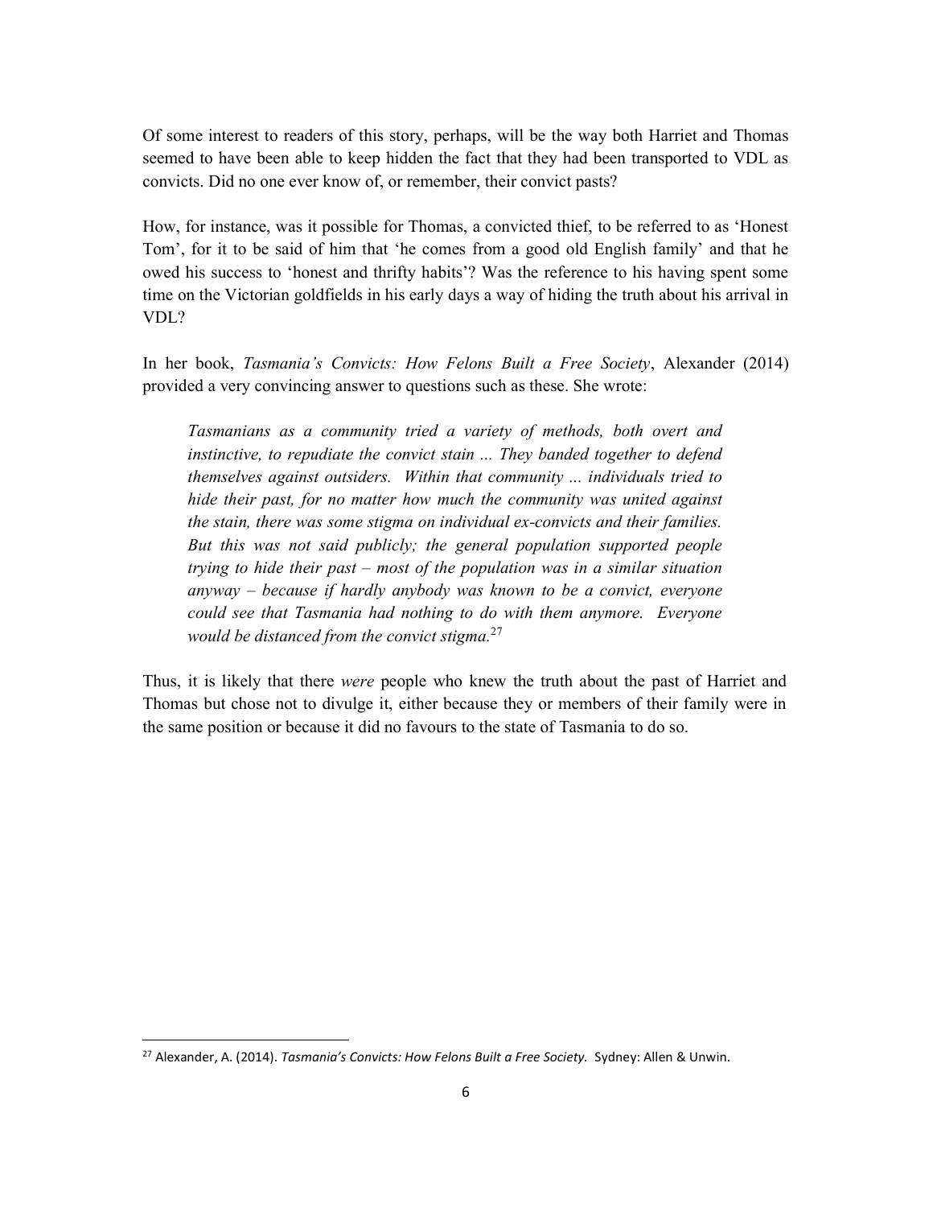Of some interest to readers of this story, perhaps, will be the way both Harriet and Thomas seemed to have been able to keep hidden the fact that they had been transported to VDL as convicts. Did no one ever know of, or remember, their convict pasts?

How, for instance, was it possible for Thomas, a convicted thief, to be referred to as 'Honest Tom', for it to be said of him that 'he comes from a good old English family' and that he owed his success to 'honest and thrifty habits'? Was the reference to his having spent some time on the Victorian goldfields in his early days a way of hiding the truth about his arrival in VDL?

In her book, *Tasmania's Convicts: How Felons Built a Free Society*, Alexander (2014) provided a very convincing answer to questions such as these. She wrote:

> *Tasmanians as a community tried a variety of methods, both overt and instinctive, to repudiate the convict stain ... They banded together to defend themselves against outsiders. Within that community ... individuals tried to hide their past, for no matter how much the community was united against the stain, there was some stigma on individual ex-convicts and their families. But this was not said publicly; the general population supported people trying to hide their past – most of the population was in a similar situation anyway – because if hardly anybody was known to be a convict, everyone could see that Tasmania had nothing to do with them anymore. Everyone would be distanced from the convict stigma.*[27]

Thus, it is likely that there *were* people who knew the truth about the past of Harriet and Thomas but chose not to divulge it, either because they or members of their family were in the same position or because it did no favours to the state of Tasmania to do so.

---

[27] Alexander, A. (2014). *Tasmania's Convicts: How Felons Built a Free Society.* Sydney: Allen & Unwin.